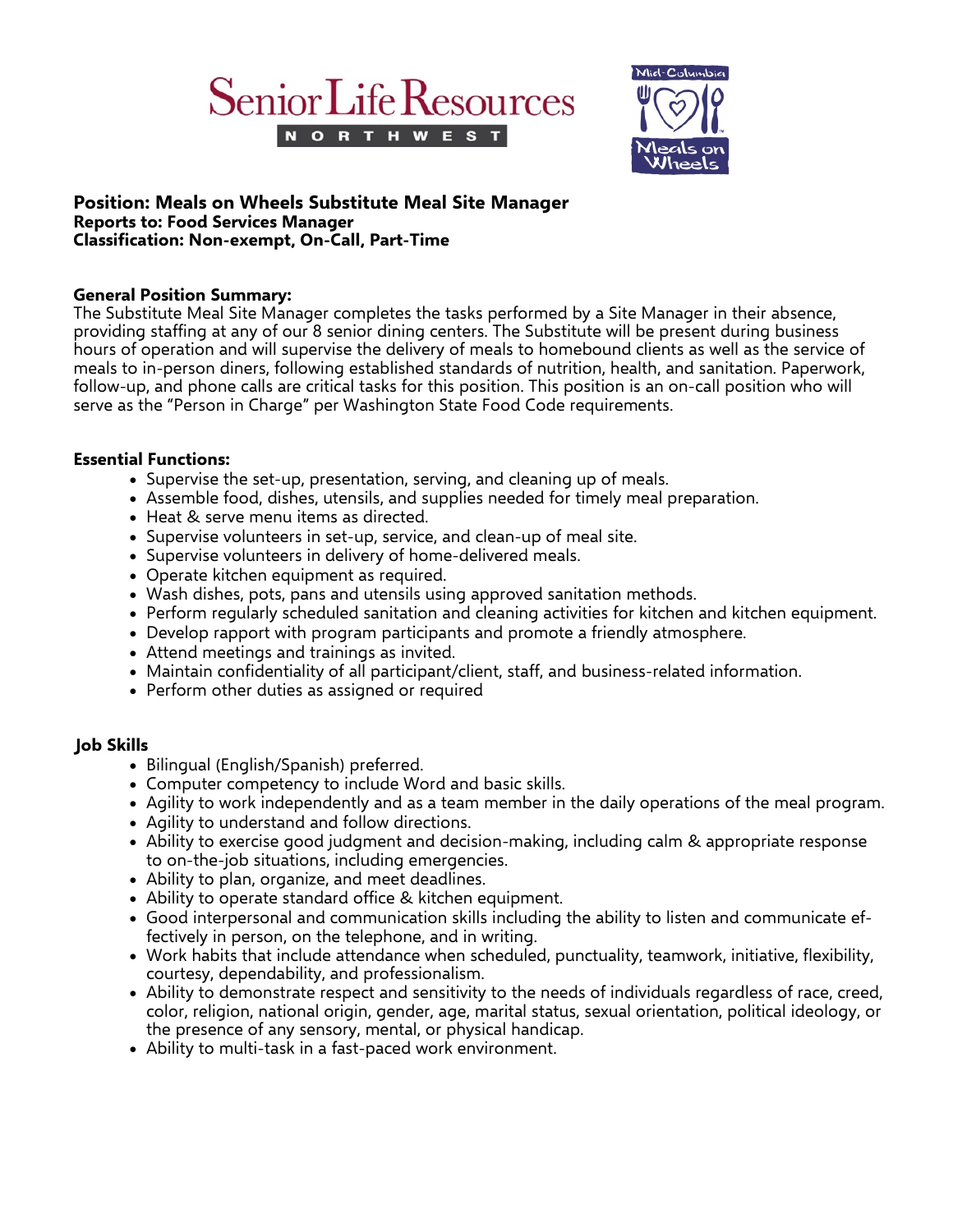Senior Life Resources NORTHWEST

Mid-Columbia Meals on Wheels

**Position: Meals on Wheels Substitute Meal Site Manager**
**Reports to: Food Services Manager**
**Classification: Non-exempt, On-Call, Part-Time**

**General Position Summary:**
The Substitute Meal Site Manager completes the tasks performed by a Site Manager in their absence, providing staffing at any of our 8 senior dining centers. The Substitute will be present during business hours of operation and will supervise the delivery of meals to homebound clients as well as the service of meals to in-person diners, following established standards of nutrition, health, and sanitation. Paperwork, follow-up, and phone calls are critical tasks for this position. This position is an on-call position who will serve as the "Person in Charge" per Washington State Food Code requirements.

**Essential Functions:**

- Supervise the set-up, presentation, serving, and cleaning up of meals.
- Assemble food, dishes, utensils, and supplies needed for timely meal preparation.
- Heat & serve menu items as directed.
- Supervise volunteers in set-up, service, and clean-up of meal site.
- Supervise volunteers in delivery of home-delivered meals.
- Operate kitchen equipment as required.
- Wash dishes, pots, pans and utensils using approved sanitation methods.
- Perform regularly scheduled sanitation and cleaning activities for kitchen and kitchen equipment.
- Develop rapport with program participants and promote a friendly atmosphere.
- Attend meetings and trainings as invited.
- Maintain confidentiality of all participant/client, staff, and business-related information.
- Perform other duties as assigned or required

**Job Skills**

- Bilingual (English/Spanish) preferred.
- Computer competency to include Word and basic skills.
- Agility to work independently and as a team member in the daily operations of the meal program.
- Agility to understand and follow directions.
- Ability to exercise good judgment and decision-making, including calm & appropriate response to on-the-job situations, including emergencies.
- Ability to plan, organize, and meet deadlines.
- Ability to operate standard office & kitchen equipment.
- Good interpersonal and communication skills including the ability to listen and communicate effectively in person, on the telephone, and in writing.
- Work habits that include attendance when scheduled, punctuality, teamwork, initiative, flexibility, courtesy, dependability, and professionalism.
- Ability to demonstrate respect and sensitivity to the needs of individuals regardless of race, creed, color, religion, national origin, gender, age, marital status, sexual orientation, political ideology, or the presence of any sensory, mental, or physical handicap.
- Ability to multi-task in a fast-paced work environment.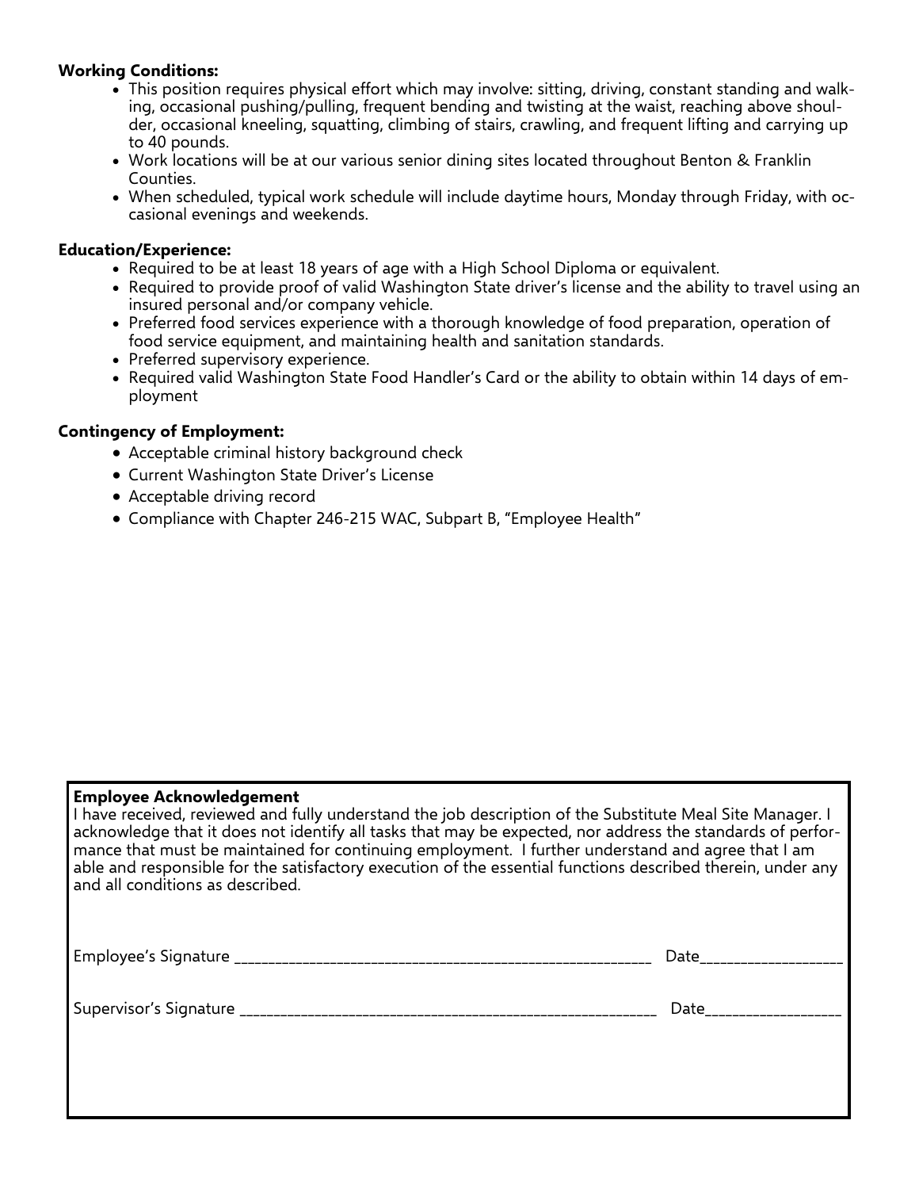**Working Conditions:**

- This position requires physical effort which may involve: sitting, driving, constant standing and walking, occasional pushing/pulling, frequent bending and twisting at the waist, reaching above shoulder, occasional kneeling, squatting, climbing of stairs, crawling, and frequent lifting and carrying up to 40 pounds.
- Work locations will be at our various senior dining sites located throughout Benton & Franklin Counties.
- When scheduled, typical work schedule will include daytime hours, Monday through Friday, with occasional evenings and weekends.

**Education/Experience:**

- Required to be at least 18 years of age with a High School Diploma or equivalent.
- Required to provide proof of valid Washington State driver's license and the ability to travel using an insured personal and/or company vehicle.
- Preferred food services experience with a thorough knowledge of food preparation, operation of food service equipment, and maintaining health and sanitation standards.
- Preferred supervisory experience.
- Required valid Washington State Food Handler's Card or the ability to obtain within 14 days of employment

**Contingency of Employment:**

- Acceptable criminal history background check
- Current Washington State Driver's License
- Acceptable driving record
- Compliance with Chapter 246-215 WAC, Subpart B, "Employee Health"

**Employee Acknowledgement**

I have received, reviewed and fully understand the job description of the Substitute Meal Site Manager. I acknowledge that it does not identify all tasks that may be expected, nor address the standards of performance that must be maintained for continuing employment. I further understand and agree that I am able and responsible for the satisfactory execution of the essential functions described therein, under any and all conditions as described.

Employee's Signature ____________________________________________________________ Date___________________

Supervisor's Signature ____________________________________________________________ Date__________________